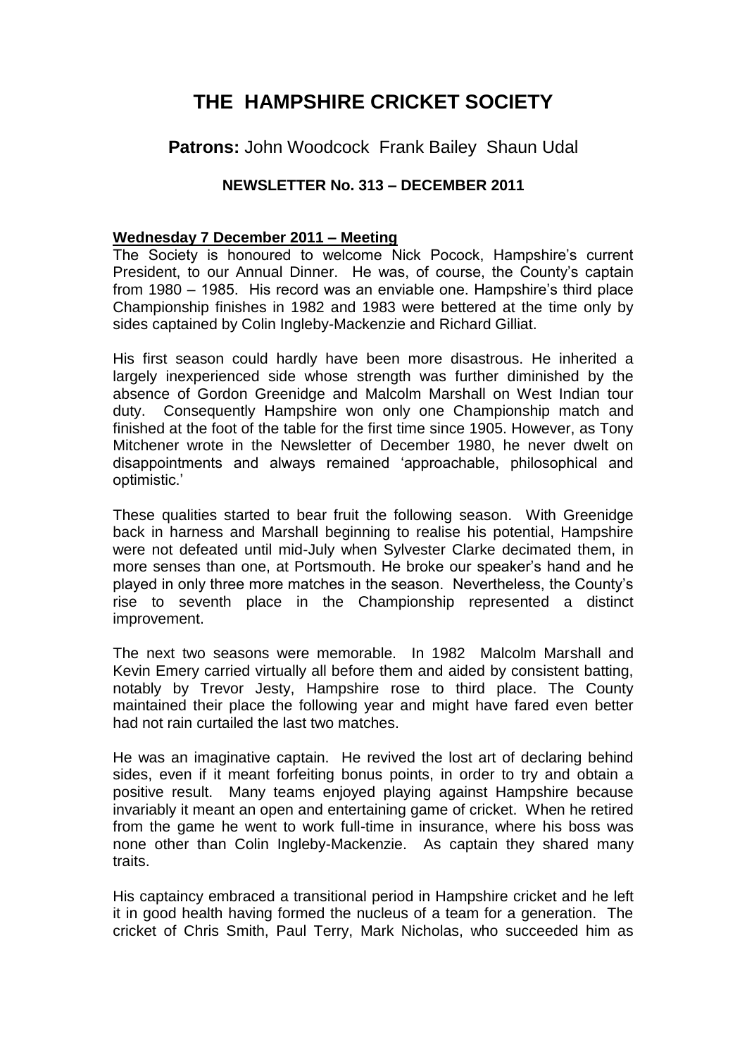# THE HAMPSHIRE CRICKET SOCIETY

## **Patrons:** John Woodcock Frank Bailey Shaun Udal

### NEWSLETTER No. 313 – DECEMBER 2011

**Wednesday 7 December 2011 – Meeting**

The Society is honoured to welcome Nick Pocock, Hampshire's current President, to our Annual Dinner. He was, of course, the County's captain from 1980 – 1985. His record was an enviable one. Hampshire's third place Championship finishes in 1982 and 1983 were bettered at the time only by sides captained by Colin Ingleby-Mackenzie and Richard Gilliat.

His first season could hardly have been more disastrous. He inherited a largely inexperienced side whose strength was further diminished by the absence of Gordon Greenidge and Malcolm Marshall on West Indian tour duty. Consequently Hampshire won only one Championship match and finished at the foot of the table for the first time since 1905. However, as Tony Mitchener wrote in the Newsletter of December 1980, he never dwelt on disappointments and always remained 'approachable, philosophical and optimistic.'

These qualities started to bear fruit the following season. With Greenidge back in harness and Marshall beginning to realise his potential, Hampshire were not defeated until mid-July when Sylvester Clarke decimated them, in more senses than one, at Portsmouth. He broke our speaker's hand and he played in only three more matches in the season. Nevertheless, the County's rise to seventh place in the Championship represented a distinct improvement.

The next two seasons were memorable. In 1982 Malcolm Marshall and Kevin Emery carried virtually all before them and aided by consistent batting, notably by Trevor Jesty, Hampshire rose to third place. The County maintained their place the following year and might have fared even better had not rain curtailed the last two matches.

He was an imaginative captain. He revived the lost art of declaring behind sides, even if it meant forfeiting bonus points, in order to try and obtain a positive result. Many teams enjoyed playing against Hampshire because invariably it meant an open and entertaining game of cricket. When he retired from the game he went to work full-time in insurance, where his boss was none other than Colin Ingleby-Mackenzie. As captain they shared many traits.

His captaincy embraced a transitional period in Hampshire cricket and he left it in good health having formed the nucleus of a team for a generation. The cricket of Chris Smith, Paul Terry, Mark Nicholas, who succeeded him as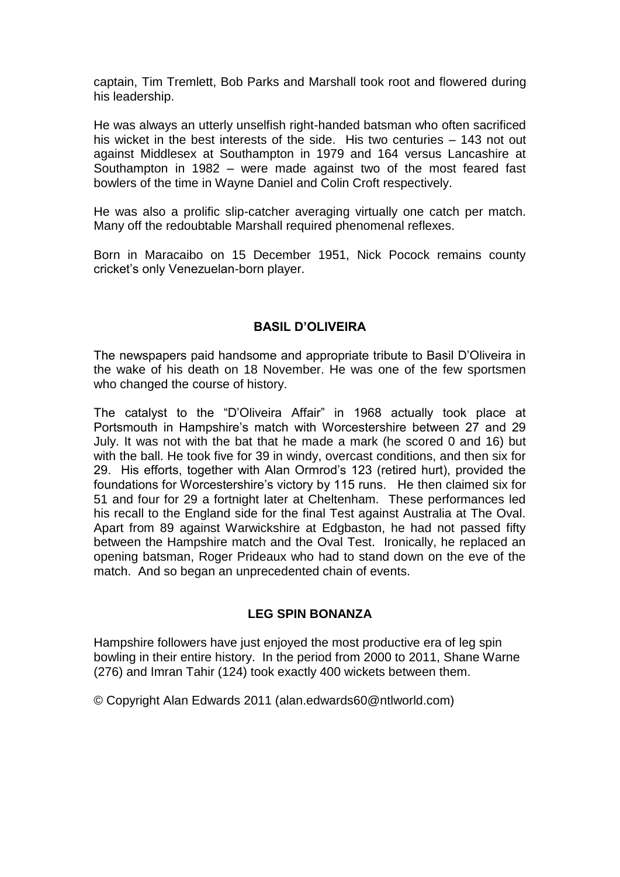captain, Tim Tremlett, Bob Parks and Marshall took root and flowered during his leadership.

He was always an utterly unselfish right-handed batsman who often sacrificed his wicket in the best interests of the side. His two centuries – 143 not out against Middlesex at Southampton in 1979 and 164 versus Lancashire at Southampton in 1982 – were made against two of the most feared fast bowlers of the time in Wayne Daniel and Colin Croft respectively.

He was also a prolific slip-catcher averaging virtually one catch per match. Many off the redoubtable Marshall required phenomenal reflexes.

Born in Maracaibo on 15 December 1951, Nick Pocock remains county cricket's only Venezuelan-born player.

## BASIL D'OLIVEIRA

The newspapers paid handsome and appropriate tribute to Basil D'Oliveira in the wake of his death on 18 November. He was one of the few sportsmen who changed the course of history.

The catalyst to the "D'Oliveira Affair" in 1968 actually took place at Portsmouth in Hampshire's match with Worcestershire between 27 and 29 July. It was not with the bat that he made a mark (he scored 0 and 16) but with the ball. He took five for 39 in windy, overcast conditions, and then six for 29. His efforts, together with Alan Ormrod's 123 (retired hurt), provided the foundations for Worcestershire's victory by 115 runs. He then claimed six for 51 and four for 29 a fortnight later at Cheltenham. These performances led his recall to the England side for the final Test against Australia at The Oval. Apart from 89 against Warwickshire at Edgbaston, he had not passed fifty between the Hampshire match and the Oval Test. Ironically, he replaced an opening batsman, Roger Prideaux who had to stand down on the eve of the match. And so began an unprecedented chain of events.

## LEG SPIN BONANZA

Hampshire followers have just enjoyed the most productive era of leg spin bowling in their entire history. In the period from 2000 to 2011, Shane Warne (276) and Imran Tahir (124) took exactly 400 wickets between them.

© Copyright Alan Edwards 2011 (alan.edwards60@ntlworld.com)